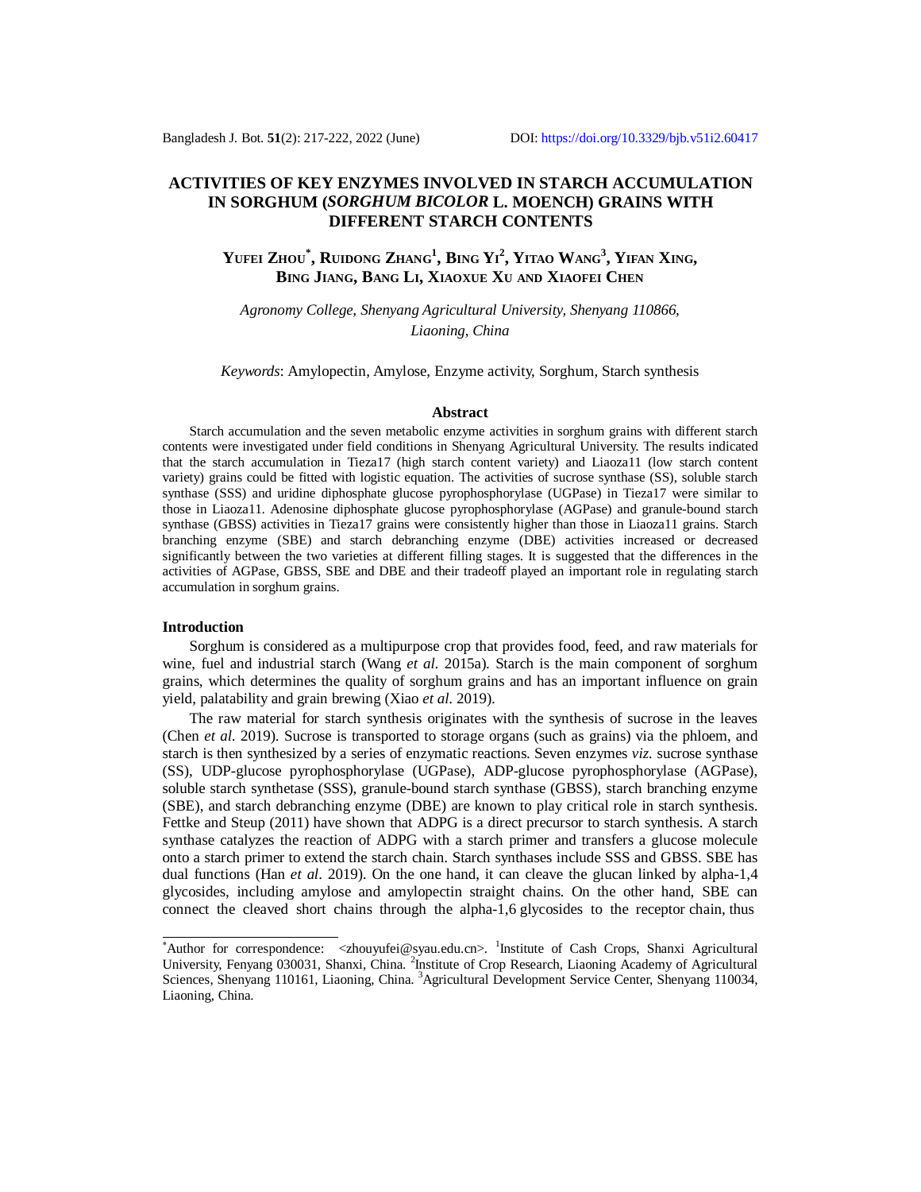# ACTIVITIES OF KEY ENZYMES INVOLVED IN STARCH ACCUMULATION IN SORGHUM (*SORGHUM BICOLOR* L. MOENCH) GRAINS WITH DIFFERENT STARCH CONTENTS

**Yufei Zhou\*, Ruidong Zhang[1], Bing Yi[2], Yitao Wang[3], Yifan Xing, Bing Jiang, Bang Li, Xiaoxue Xu and Xiaofei Chen**

*Agronomy College, Shenyang Agricultural University, Shenyang 110866, Liaoning, China*

*Keywords*: Amylopectin, Amylose, Enzyme activity, Sorghum, Starch synthesis

## Abstract

Starch accumulation and the seven metabolic enzyme activities in sorghum grains with different starch contents were investigated under field conditions in Shenyang Agricultural University. The results indicated that the starch accumulation in Tieza17 (high starch content variety) and Liaoza11 (low starch content variety) grains could be fitted with logistic equation. The activities of sucrose synthase (SS), soluble starch synthase (SSS) and uridine diphosphate glucose pyrophosphorylase (UGPase) in Tieza17 were similar to those in Liaoza11. Adenosine diphosphate glucose pyrophosphorylase (AGPase) and granule-bound starch synthase (GBSS) activities in Tieza17 grains were consistently higher than those in Liaoza11 grains. Starch branching enzyme (SBE) and starch debranching enzyme (DBE) activities increased or decreased significantly between the two varieties at different filling stages. It is suggested that the differences in the activities of AGPase, GBSS, SBE and DBE and their tradeoff played an important role in regulating starch accumulation in sorghum grains.

## Introduction

Sorghum is considered as a multipurpose crop that provides food, feed, and raw materials for wine, fuel and industrial starch (Wang *et al.* 2015a). Starch is the main component of sorghum grains, which determines the quality of sorghum grains and has an important influence on grain yield, palatability and grain brewing (Xiao *et al.* 2019).

The raw material for starch synthesis originates with the synthesis of sucrose in the leaves (Chen *et al.* 2019). Sucrose is transported to storage organs (such as grains) via the phloem, and starch is then synthesized by a series of enzymatic reactions. Seven enzymes *viz.* sucrose synthase (SS), UDP-glucose pyrophosphorylase (UGPase), ADP-glucose pyrophosphorylase (AGPase), soluble starch synthetase (SSS), granule-bound starch synthase (GBSS), starch branching enzyme (SBE), and starch debranching enzyme (DBE) are known to play critical role in starch synthesis. Fettke and Steup (2011) have shown that ADPG is a direct precursor to starch synthesis. A starch synthase catalyzes the reaction of ADPG with a starch primer and transfers a glucose molecule onto a starch primer to extend the starch chain. Starch synthases include SSS and GBSS. SBE has dual functions (Han *et al*. 2019). On the one hand, it can cleave the glucan linked by alpha-1,4 glycosides, including amylose and amylopectin straight chains. On the other hand, SBE can connect the cleaved short chains through the alpha-1,6 glycosides to the receptor chain, thus

\*Author for correspondence: <zhouyufei@syau.edu.cn>. [1]Institute of Cash Crops, Shanxi Agricultural University, Fenyang 030031, Shanxi, China. [2]Institute of Crop Research, Liaoning Academy of Agricultural Sciences, Shenyang 110161, Liaoning, China. [3]Agricultural Development Service Center, Shenyang 110034, Liaoning, China.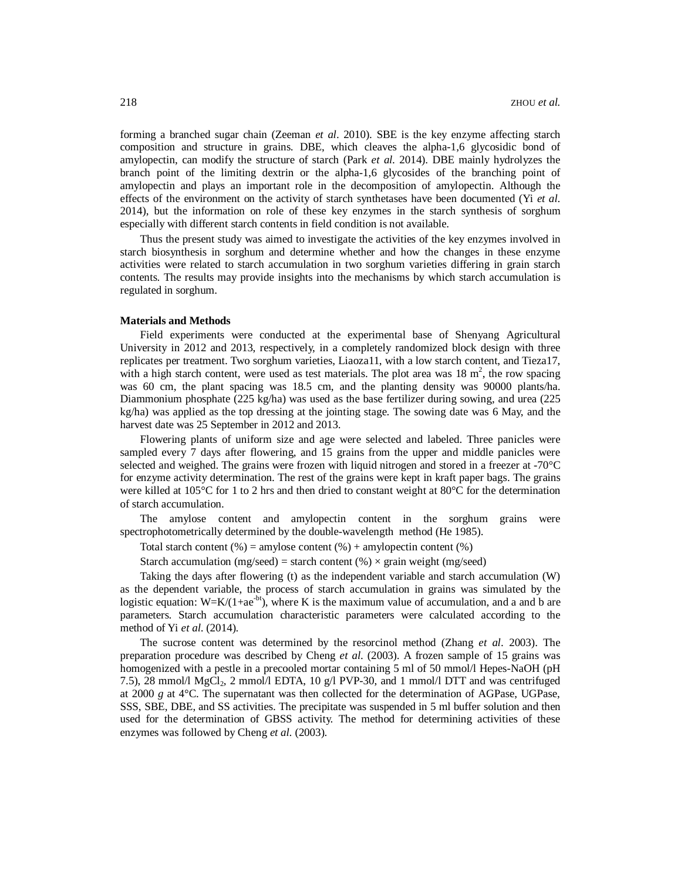forming a branched sugar chain (Zeeman *et al*. 2010). SBE is the key enzyme affecting starch composition and structure in grains. DBE, which cleaves the alpha-1,6 glycosidic bond of amylopectin, can modify the structure of starch (Park *et al.* 2014). DBE mainly hydrolyzes the branch point of the limiting dextrin or the alpha-1,6 glycosides of the branching point of amylopectin and plays an important role in the decomposition of amylopectin. Although the effects of the environment on the activity of starch synthetases have been documented (Yi *et al*. 2014), but the information on role of these key enzymes in the starch synthesis of sorghum especially with different starch contents in field condition is not available.

Thus the present study was aimed to investigate the activities of the key enzymes involved in starch biosynthesis in sorghum and determine whether and how the changes in these enzyme activities were related to starch accumulation in two sorghum varieties differing in grain starch contents. The results may provide insights into the mechanisms by which starch accumulation is regulated in sorghum.

## Materials and Methods

Field experiments were conducted at the experimental base of Shenyang Agricultural University in 2012 and 2013, respectively, in a completely randomized block design with three replicates per treatment. Two sorghum varieties, Liaoza11, with a low starch content, and Tieza17, with a high starch content, were used as test materials. The plot area was 18 $m^2$, the row spacing was 60 cm, the plant spacing was 18.5 cm, and the planting density was 90000 plants/ha. Diammonium phosphate (225 kg/ha) was used as the base fertilizer during sowing, and urea (225 kg/ha) was applied as the top dressing at the jointing stage. The sowing date was 6 May, and the harvest date was 25 September in 2012 and 2013.

Flowering plants of uniform size and age were selected and labeled. Three panicles were sampled every 7 days after flowering, and 15 grains from the upper and middle panicles were selected and weighed. The grains were frozen with liquid nitrogen and stored in a freezer at -70°C for enzyme activity determination. The rest of the grains were kept in kraft paper bags. The grains were killed at 105°C for 1 to 2 hrs and then dried to constant weight at 80°C for the determination of starch accumulation.

The amylose content and amylopectin content in the sorghum grains were spectrophotometrically determined by the double-wavelength method (He 1985).

Total starch content (%) = amylose content (%) + amylopectin content (%)

Starch accumulation (mg/seed) = starch content (%) × grain weight (mg/seed)

Taking the days after flowering (t) as the independent variable and starch accumulation (W) as the dependent variable, the process of starch accumulation in grains was simulated by the logistic equation: $W=K/(1+ae^{-bt})$, where K is the maximum value of accumulation, and a and b are parameters. Starch accumulation characteristic parameters were calculated according to the method of Yi *et al*. (2014).

The sucrose content was determined by the resorcinol method (Zhang *et al*. 2003). The preparation procedure was described by Cheng *et al.* (2003). A frozen sample of 15 grains was homogenized with a pestle in a precooled mortar containing 5 ml of 50 mmol/l Hepes-NaOH (pH 7.5), 28 mmol/l $MgCl_2$, 2 mmol/l EDTA, 10 g/l PVP-30, and 1 mmol/l DTT and was centrifuged at 2000 *g* at 4°C. The supernatant was then collected for the determination of AGPase, UGPase, SSS, SBE, DBE, and SS activities. The precipitate was suspended in 5 ml buffer solution and then used for the determination of GBSS activity. The method for determining activities of these enzymes was followed by Cheng *et al.* (2003).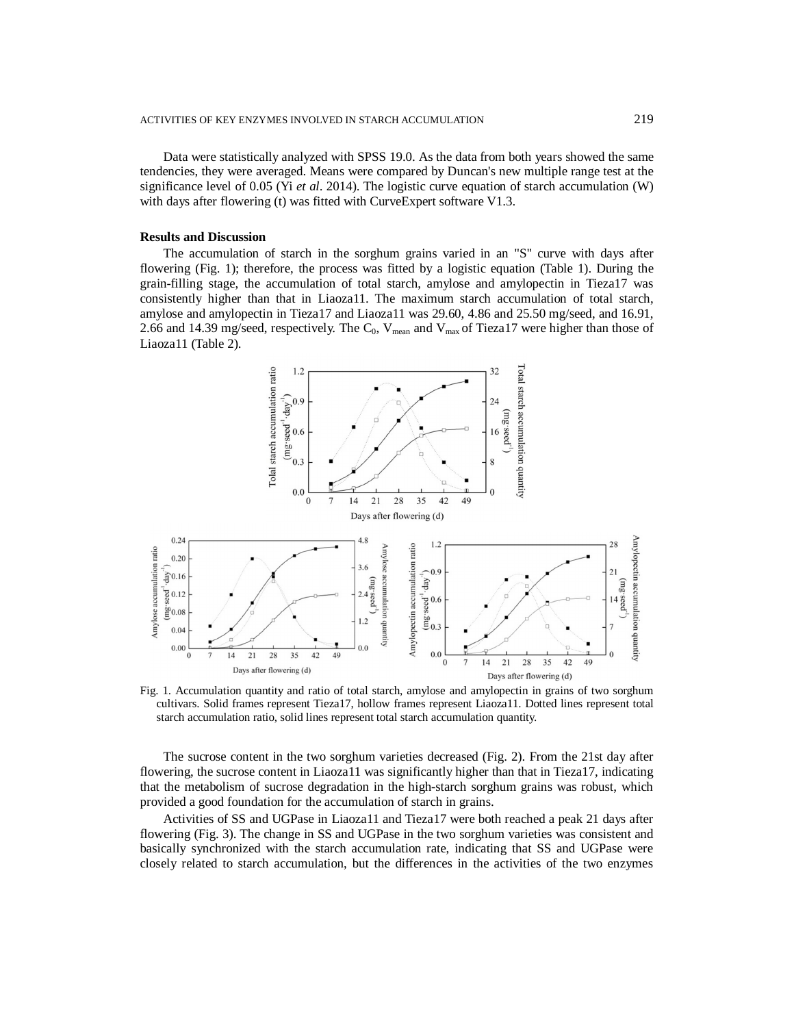Data were statistically analyzed with SPSS 19.0. As the data from both years showed the same tendencies, they were averaged. Means were compared by Duncan's new multiple range test at the significance level of 0.05 (Yi *et al*. 2014). The logistic curve equation of starch accumulation (W) with days after flowering (t) was fitted with CurveExpert software V1.3.

**Results and Discussion**

The accumulation of starch in the sorghum grains varied in an "S" curve with days after flowering (Fig. 1); therefore, the process was fitted by a logistic equation (Table 1). During the grain-filling stage, the accumulation of total starch, amylose and amylopectin in Tieza17 was consistently higher than that in Liaoza11. The maximum starch accumulation of total starch, amylose and amylopectin in Tieza17 and Liaoza11 was 29.60, 4.86 and 25.50 mg/seed, and 16.91, 2.66 and 14.39 mg/seed, respectively. The $C_0$, $V_{mean}$ and $V_{max}$ of Tieza17 were higher than those of Liaoza11 (Table 2).

Fig. 1. Accumulation quantity and ratio of total starch, amylose and amylopectin in grains of two sorghum cultivars. Solid frames represent Tieza17, hollow frames represent Liaoza11. Dotted lines represent total starch accumulation ratio, solid lines represent total starch accumulation quantity.

The sucrose content in the two sorghum varieties decreased (Fig. 2). From the 21st day after flowering, the sucrose content in Liaoza11 was significantly higher than that in Tieza17, indicating that the metabolism of sucrose degradation in the high-starch sorghum grains was robust, which provided a good foundation for the accumulation of starch in grains.

Activities of SS and UGPase in Liaoza11 and Tieza17 were both reached a peak 21 days after flowering (Fig. 3). The change in SS and UGPase in the two sorghum varieties was consistent and basically synchronized with the starch accumulation rate, indicating that SS and UGPase were closely related to starch accumulation, but the differences in the activities of the two enzymes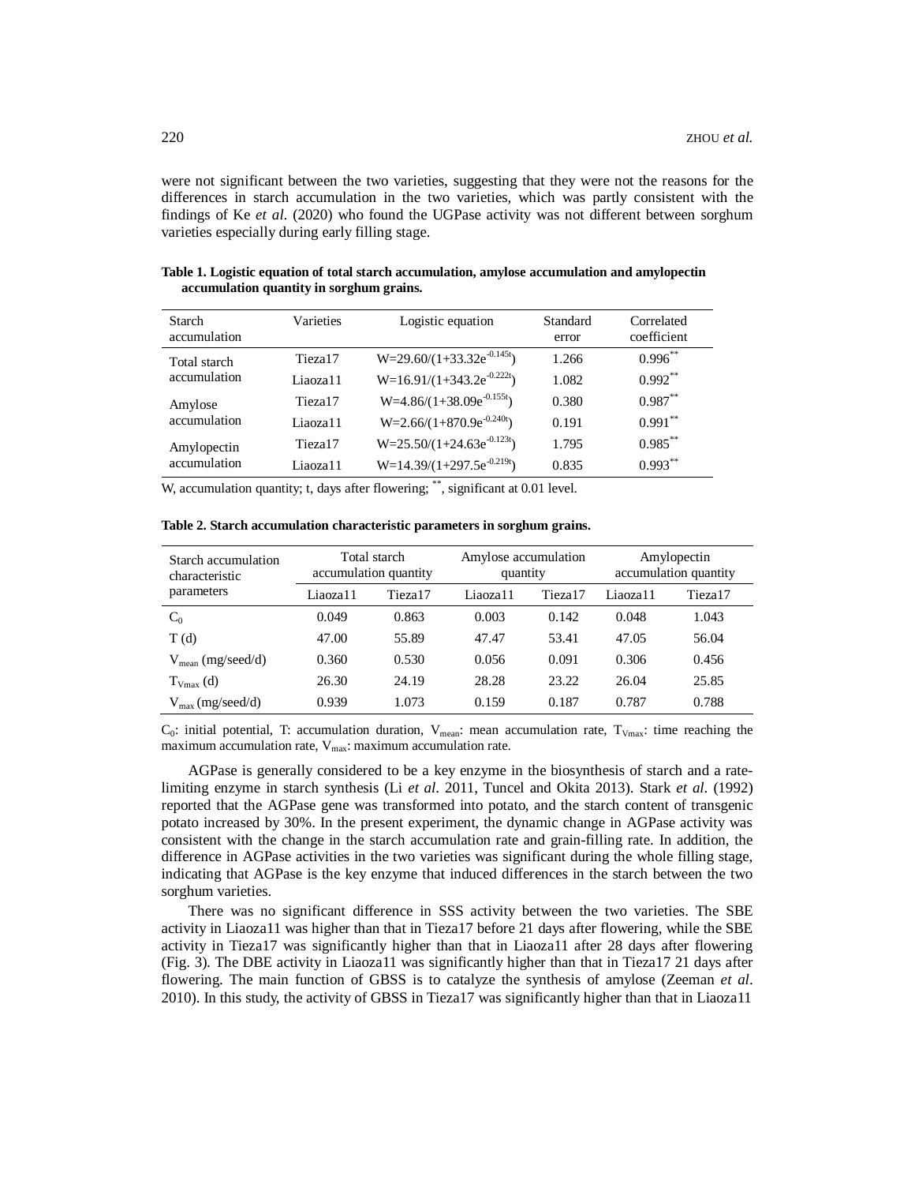were not significant between the two varieties, suggesting that they were not the reasons for the differences in starch accumulation in the two varieties, which was partly consistent with the findings of Ke *et al*. (2020) who found the UGPase activity was not different between sorghum varieties especially during early filling stage.

**Table 1. Logistic equation of total starch accumulation, amylose accumulation and amylopectin accumulation quantity in sorghum grains.**

| Starch accumulation | Varieties | Logistic equation | Standard error | Correlated coefficient |
|---|---|---|---|---|
| Total starch accumulation | Tieza17 | $W=29.60/(1+33.32e^{-0.145t})$ | 1.266 | $0.996^{**}$ |
| | Liaoza11 | $W=16.91/(1+343.2e^{-0.222t})$ | 1.082 | $0.992^{**}$ |
| Amylose accumulation | Tieza17 | $W=4.86/(1+38.09e^{-0.155t})$ | 0.380 | $0.987^{**}$ |
| | Liaoza11 | $W=2.66/(1+870.9e^{-0.240t})$ | 0.191 | $0.991^{**}$ |
| Amylopectin accumulation | Tieza17 | $W=25.50/(1+24.63e^{-0.123t})$ | 1.795 | $0.985^{**}$ |
| | Liaoza11 | $W=14.39/(1+297.5e^{-0.219t})$ | 0.835 | $0.993^{**}$ |

W, accumulation quantity; t, days after flowering; $^{**}$, significant at 0.01 level.

**Table 2. Starch accumulation characteristic parameters in sorghum grains.**

| Starch accumulation characteristic parameters | Total starch accumulation quantity | | Amylose accumulation quantity | | Amylopectin accumulation quantity | |
|---|---|---|---|---|---|---|
| | Liaoza11 | Tieza17 | Liaoza11 | Tieza17 | Liaoza11 | Tieza17 |
| $C_0$ | 0.049 | 0.863 | 0.003 | 0.142 | 0.048 | 1.043 |
| T (d) | 47.00 | 55.89 | 47.47 | 53.41 | 47.05 | 56.04 |
| $V_{mean}$ (mg/seed/d) | 0.360 | 0.530 | 0.056 | 0.091 | 0.306 | 0.456 |
| $T_{Vmax}$ (d) | 26.30 | 24.19 | 28.28 | 23.22 | 26.04 | 25.85 |
| $V_{max}$ (mg/seed/d) | 0.939 | 1.073 | 0.159 | 0.187 | 0.787 | 0.788 |

$C_0$: initial potential, T: accumulation duration, $V_{mean}$: mean accumulation rate, $T_{Vmax}$: time reaching the maximum accumulation rate, $V_{max}$: maximum accumulation rate.

AGPase is generally considered to be a key enzyme in the biosynthesis of starch and a rate-limiting enzyme in starch synthesis (Li *et al*. 2011, Tuncel and Okita 2013). Stark *et al*. (1992) reported that the AGPase gene was transformed into potato, and the starch content of transgenic potato increased by 30%. In the present experiment, the dynamic change in AGPase activity was consistent with the change in the starch accumulation rate and grain-filling rate. In addition, the difference in AGPase activities in the two varieties was significant during the whole filling stage, indicating that AGPase is the key enzyme that induced differences in the starch between the two sorghum varieties.

There was no significant difference in SSS activity between the two varieties. The SBE activity in Liaoza11 was higher than that in Tieza17 before 21 days after flowering, while the SBE activity in Tieza17 was significantly higher than that in Liaoza11 after 28 days after flowering (Fig. 3). The DBE activity in Liaoza11 was significantly higher than that in Tieza17 21 days after flowering. The main function of GBSS is to catalyze the synthesis of amylose (Zeeman *et al*. 2010). In this study, the activity of GBSS in Tieza17 was significantly higher than that in Liaoza11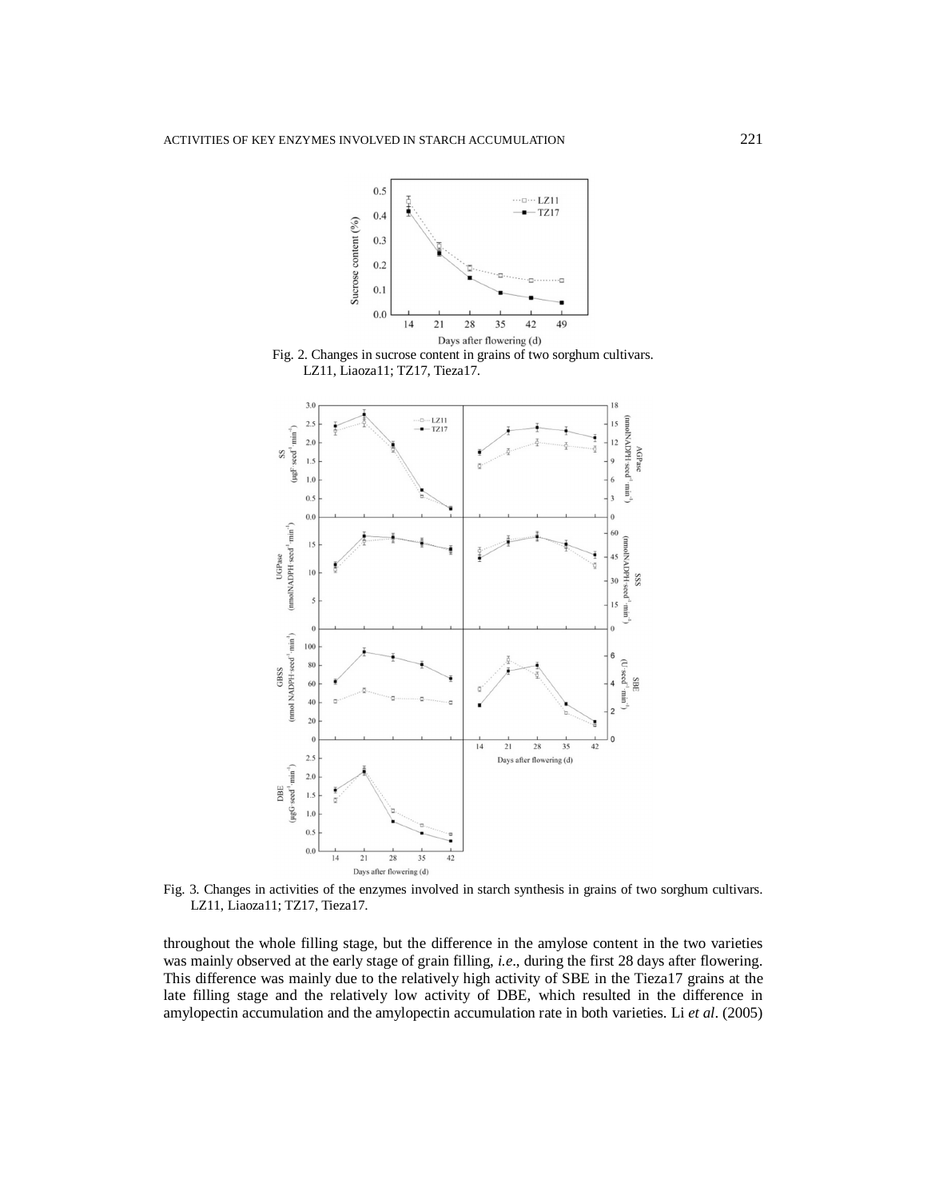Fig. 2. Changes in sucrose content in grains of two sorghum cultivars. LZ11, Liaoza11; TZ17, Tieza17.

Fig. 3. Changes in activities of the enzymes involved in starch synthesis in grains of two sorghum cultivars. LZ11, Liaoza11; TZ17, Tieza17.

throughout the whole filling stage, but the difference in the amylose content in the two varieties was mainly observed at the early stage of grain filling, *i.e*., during the first 28 days after flowering. This difference was mainly due to the relatively high activity of SBE in the Tieza17 grains at the late filling stage and the relatively low activity of DBE, which resulted in the difference in amylopectin accumulation and the amylopectin accumulation rate in both varieties. Li *et al*. (2005)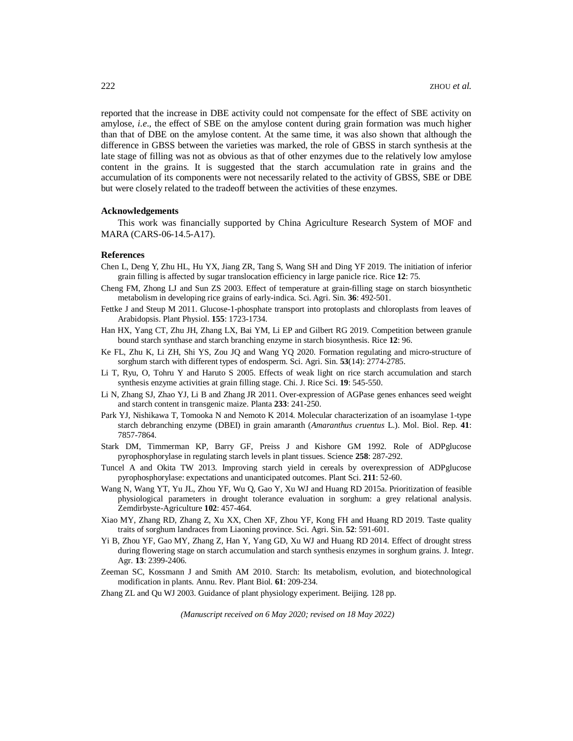reported that the increase in DBE activity could not compensate for the effect of SBE activity on amylose, *i.e*., the effect of SBE on the amylose content during grain formation was much higher than that of DBE on the amylose content. At the same time, it was also shown that although the difference in GBSS between the varieties was marked, the role of GBSS in starch synthesis at the late stage of filling was not as obvious as that of other enzymes due to the relatively low amylose content in the grains. It is suggested that the starch accumulation rate in grains and the accumulation of its components were not necessarily related to the activity of GBSS, SBE or DBE but were closely related to the tradeoff between the activities of these enzymes.

### Acknowledgements

This work was financially supported by China Agriculture Research System of MOF and MARA (CARS-06-14.5-A17).

### References

Chen L, Deng Y, Zhu HL, Hu YX, Jiang ZR, Tang S, Wang SH and Ding YF 2019. The initiation of inferior grain filling is affected by sugar translocation efficiency in large panicle rice. Rice **12**: 75.

Cheng FM, Zhong LJ and Sun ZS 2003. Effect of temperature at grain-filling stage on starch biosynthetic metabolism in developing rice grains of early-indica. Sci. Agri. Sin. **36**: 492-501.

Fettke J and Steup M 2011. Glucose-1-phosphate transport into protoplasts and chloroplasts from leaves of Arabidopsis. Plant Physiol. **155**: 1723-1734.

Han HX, Yang CT, Zhu JH, Zhang LX, Bai YM, Li EP and Gilbert RG 2019. Competition between granule bound starch synthase and starch branching enzyme in starch biosynthesis. Rice **12**: 96.

Ke FL, Zhu K, Li ZH, Shi YS, Zou JQ and Wang YQ 2020. Formation regulating and micro-structure of sorghum starch with different types of endosperm. Sci. Agri. Sin. **53**(14): 2774-2785.

Li T, Ryu, O, Tohru Y and Haruto S 2005. Effects of weak light on rice starch accumulation and starch synthesis enzyme activities at grain filling stage. Chi. J. Rice Sci. **19**: 545-550.

Li N, Zhang SJ, Zhao YJ, Li B and Zhang JR 2011. Over-expression of AGPase genes enhances seed weight and starch content in transgenic maize. Planta **233**: 241-250.

Park YJ, Nishikawa T, Tomooka N and Nemoto K 2014. Molecular characterization of an isoamylase 1-type starch debranching enzyme (DBEI) in grain amaranth (*Amaranthus cruentus* L.). Mol. Biol. Rep. **41**: 7857-7864.

Stark DM, Timmerman KP, Barry GF, Preiss J and Kishore GM 1992. Role of ADPglucose pyrophosphorylase in regulating starch levels in plant tissues. Science **258**: 287-292.

Tuncel A and Okita TW 2013. Improving starch yield in cereals by overexpression of ADPglucose pyrophosphorylase: expectations and unanticipated outcomes. Plant Sci. **211**: 52-60.

Wang N, Wang YT, Yu JL, Zhou YF, Wu Q, Gao Y, Xu WJ and Huang RD 2015a. Prioritization of feasible physiological parameters in drought tolerance evaluation in sorghum: a grey relational analysis. Zemdirbyste-Agriculture **102**: 457-464.

Xiao MY, Zhang RD, Zhang Z, Xu XX, Chen XF, Zhou YF, Kong FH and Huang RD 2019. Taste quality traits of sorghum landraces from Liaoning province. Sci. Agri. Sin. **52**: 591-601.

Yi B, Zhou YF, Gao MY, Zhang Z, Han Y, Yang GD, Xu WJ and Huang RD 2014. Effect of drought stress during flowering stage on starch accumulation and starch synthesis enzymes in sorghum grains. J. Integr. Agr. **13**: 2399-2406.

Zeeman SC, Kossmann J and Smith AM 2010. Starch: Its metabolism, evolution, and biotechnological modification in plants. Annu. Rev. Plant Biol. **61**: 209-234.

Zhang ZL and Qu WJ 2003. Guidance of plant physiology experiment. Beijing. 128 pp.

*(Manuscript received on 6 May 2020; revised on 18 May 2022)*